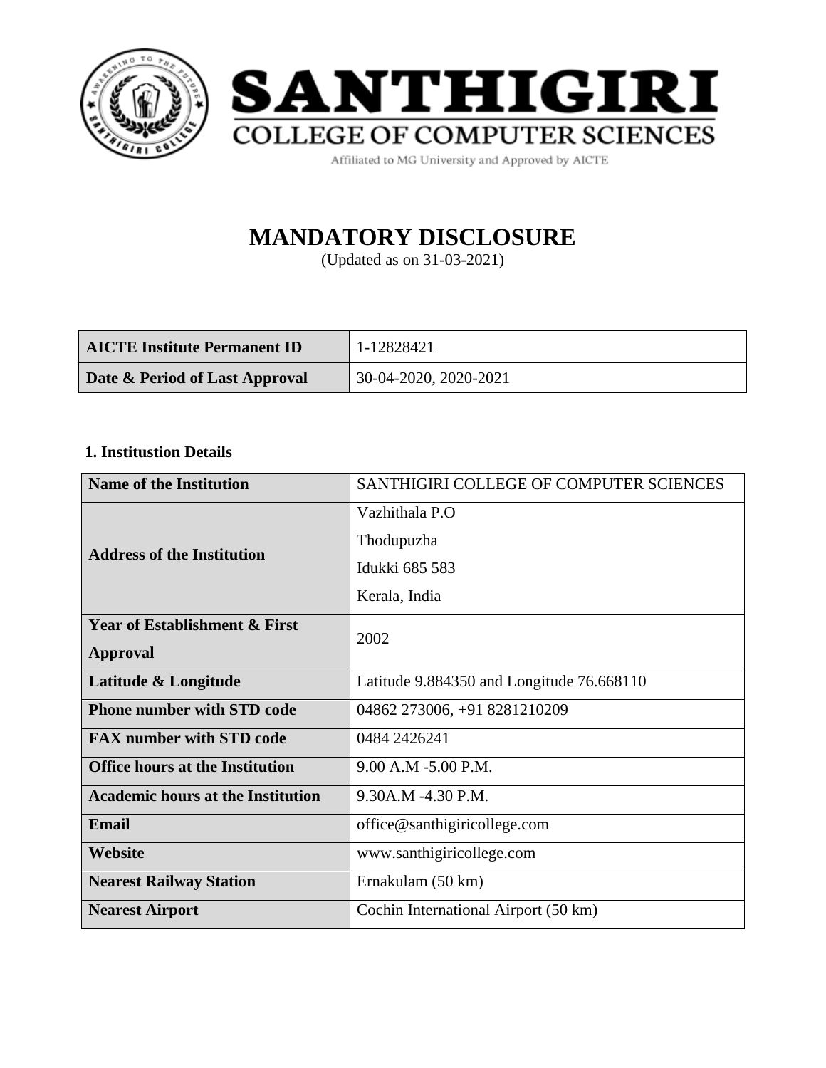# SANTHIGIRI

## COLLEGE OF COMPUTER SCIENCES

Affiliated to MG University and Approved by AICTE

# MANDATORY DISCLOSURE

(Updated as on 31-03-2021)

| **AICTE Institute Permanent ID** | 1-12828421 |
|---|---|
| **Date & Period of Last Approval** | 30-04-2020, 2020-2021 |

### 1. Institustion Details

| **Name of the Institution** | SANTHIGIRI COLLEGE OF COMPUTER SCIENCES |
|---|---|
| **Address of the Institution** | Vazhithala P.O<br>Thodupuzha<br>Idukki 685 583<br>Kerala, India |
| **Year of Establishment & First Approval** | 2002 |
| **Latitude & Longitude** | Latitude 9.884350 and Longitude 76.668110 |
| **Phone number with STD code** | 04862 273006, +91 8281210209 |
| **FAX number with STD code** | 0484 2426241 |
| **Office hours at the Institution** | 9.00 A.M -5.00 P.M. |
| **Academic hours at the Institution** | 9.30A.M -4.30 P.M. |
| **Email** | office@santhigiricollege.com |
| **Website** | www.santhigiricollege.com |
| **Nearest Railway Station** | Ernakulam (50 km) |
| **Nearest Airport** | Cochin International Airport (50 km) |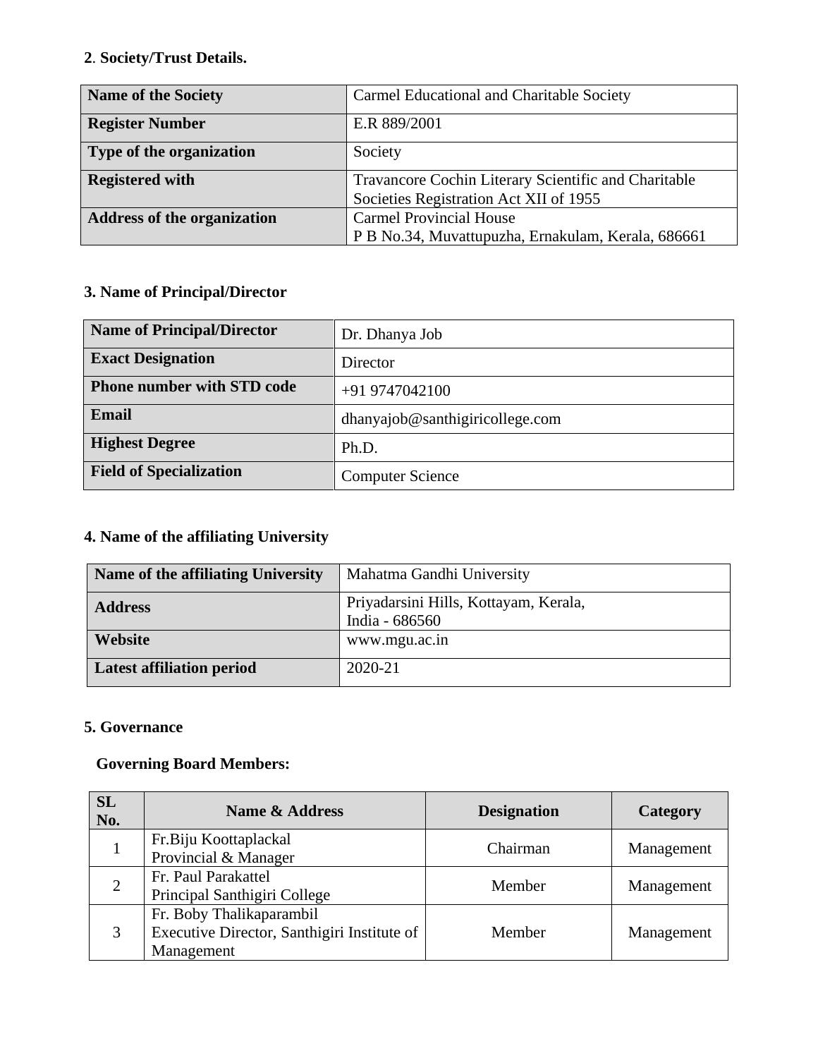**2**. **Society/Trust Details.**

| **Name of the Society** | Carmel Educational and Charitable Society |
|---|---|
| **Register Number** | E.R 889/2001 |
| **Type of the organization** | Society |
| **Registered with** | Travancore Cochin Literary Scientific and Charitable Societies Registration Act XII of 1955 |
| **Address of the organization** | Carmel Provincial House<br>P B No.34, Muvattupuzha, Ernakulam, Kerala, 686661 |

**3. Name of Principal/Director**

| **Name of Principal/Director** | Dr. Dhanya Job |
|---|---|
| **Exact Designation** | Director |
| **Phone number with STD code** | +91 9747042100 |
| **Email** | dhanyajob@santhigiricollege.com |
| **Highest Degree** | Ph.D. |
| **Field of Specialization** | Computer Science |

**4. Name of the affiliating University**

| **Name of the affiliating University** | Mahatma Gandhi University |
|---|---|
| **Address** | Priyadarsini Hills, Kottayam, Kerala, India - 686560 |
| **Website** | www.mgu.ac.in |
| **Latest affiliation period** | 2020-21 |

**5. Governance**

**Governing Board Members:**

| SL No. | Name & Address | Designation | Category |
|---|---|---|---|
| 1 | Fr.Biju Koottaplackal<br>Provincial & Manager | Chairman | Management |
| 2 | Fr. Paul Parakattel<br>Principal Santhigiri College | Member | Management |
| 3 | Fr. Boby Thalikaparambil<br>Executive Director, Santhigiri Institute of Management | Member | Management |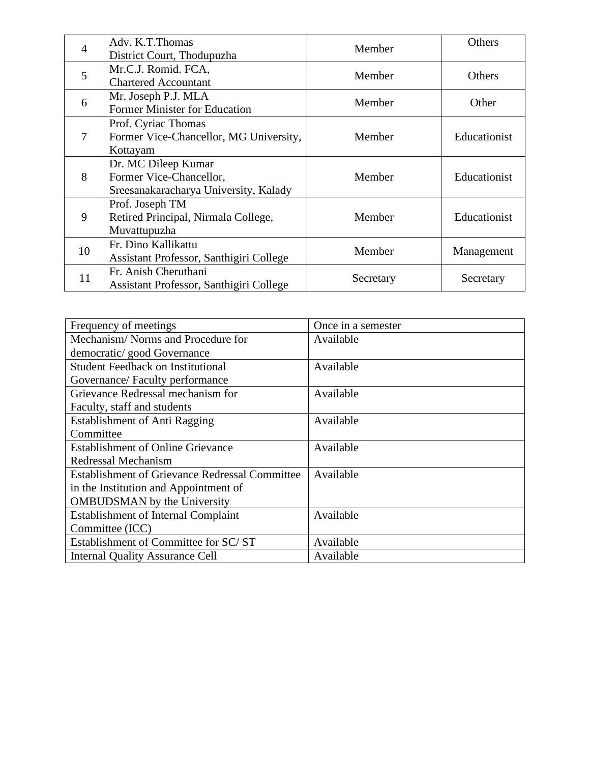| | | | |
|---|---|---|---|
| 4 | Adv. K.T.Thomas<br>District Court, Thodupuzha | Member | Others |
| 5 | Mr.C.J. Romid. FCA,<br>Chartered Accountant | Member | Others |
| 6 | Mr. Joseph P.J. MLA<br>Former Minister for Education | Member | Other |
| 7 | Prof. Cyriac Thomas<br>Former Vice-Chancellor, MG University, Kottayam | Member | Educationist |
| 8 | Dr. MC Dileep Kumar<br>Former Vice-Chancellor,<br>Sreesanakaracharya University, Kalady | Member | Educationist |
| 9 | Prof. Joseph TM<br>Retired Principal, Nirmala College, Muvattupuzha | Member | Educationist |
| 10 | Fr. Dino Kallikattu<br>Assistant Professor, Santhigiri College | Member | Management |
| 11 | Fr. Anish Cheruthani<br>Assistant Professor, Santhigiri College | Secretary | Secretary |

| Frequency of meetings | Once in a semester |
|---|---|
| Mechanism/ Norms and Procedure for democratic/ good Governance | Available |
| Student Feedback on Institutional Governance/ Faculty performance | Available |
| Grievance Redressal mechanism for Faculty, staff and students | Available |
| Establishment of Anti Ragging Committee | Available |
| Establishment of Online Grievance Redressal Mechanism | Available |
| Establishment of Grievance Redressal Committee in the Institution and Appointment of OMBUDSMAN by the University | Available |
| Establishment of Internal Complaint Committee (ICC) | Available |
| Establishment of Committee for SC/ ST | Available |
| Internal Quality Assurance Cell | Available |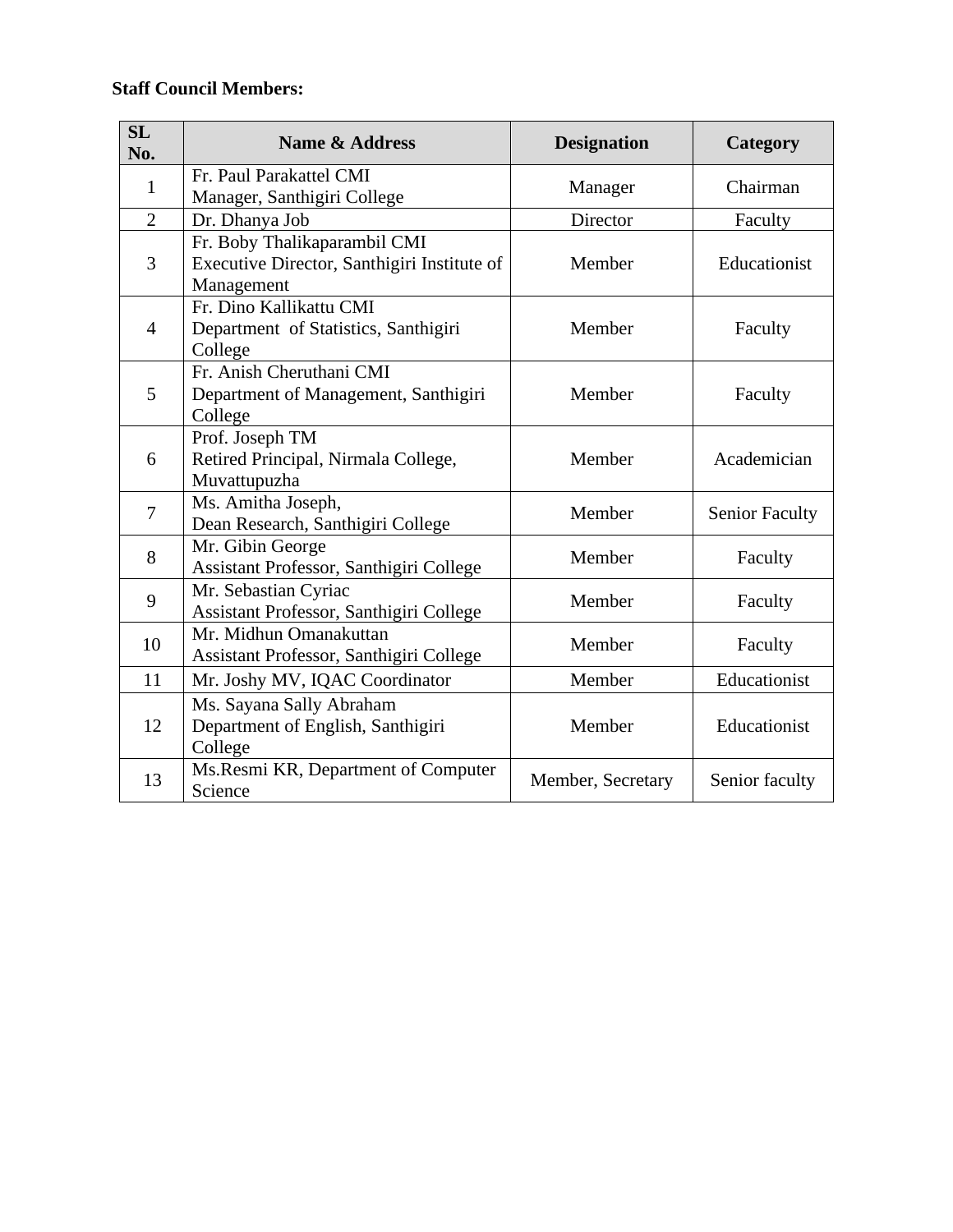**Staff Council Members:**

| SL No. | Name & Address | Designation | Category |
|---|---|---|---|
| 1 | Fr. Paul Parakattel CMI<br>Manager, Santhigiri College | Manager | Chairman |
| 2 | Dr. Dhanya Job | Director | Faculty |
| 3 | Fr. Boby Thalikaparambil CMI<br>Executive Director, Santhigiri Institute of Management | Member | Educationist |
| 4 | Fr. Dino Kallikattu CMI<br>Department of Statistics, Santhigiri College | Member | Faculty |
| 5 | Fr. Anish Cheruthani CMI<br>Department of Management, Santhigiri College | Member | Faculty |
| 6 | Prof. Joseph TM<br>Retired Principal, Nirmala College, Muvattupuzha | Member | Academician |
| 7 | Ms. Amitha Joseph,<br>Dean Research, Santhigiri College | Member | Senior Faculty |
| 8 | Mr. Gibin George<br>Assistant Professor, Santhigiri College | Member | Faculty |
| 9 | Mr. Sebastian Cyriac<br>Assistant Professor, Santhigiri College | Member | Faculty |
| 10 | Mr. Midhun Omanakuttan<br>Assistant Professor, Santhigiri College | Member | Faculty |
| 11 | Mr. Joshy MV, IQAC Coordinator | Member | Educationist |
| 12 | Ms. Sayana Sally Abraham<br>Department of English, Santhigiri College | Member | Educationist |
| 13 | Ms.Resmi KR, Department of Computer Science | Member, Secretary | Senior faculty |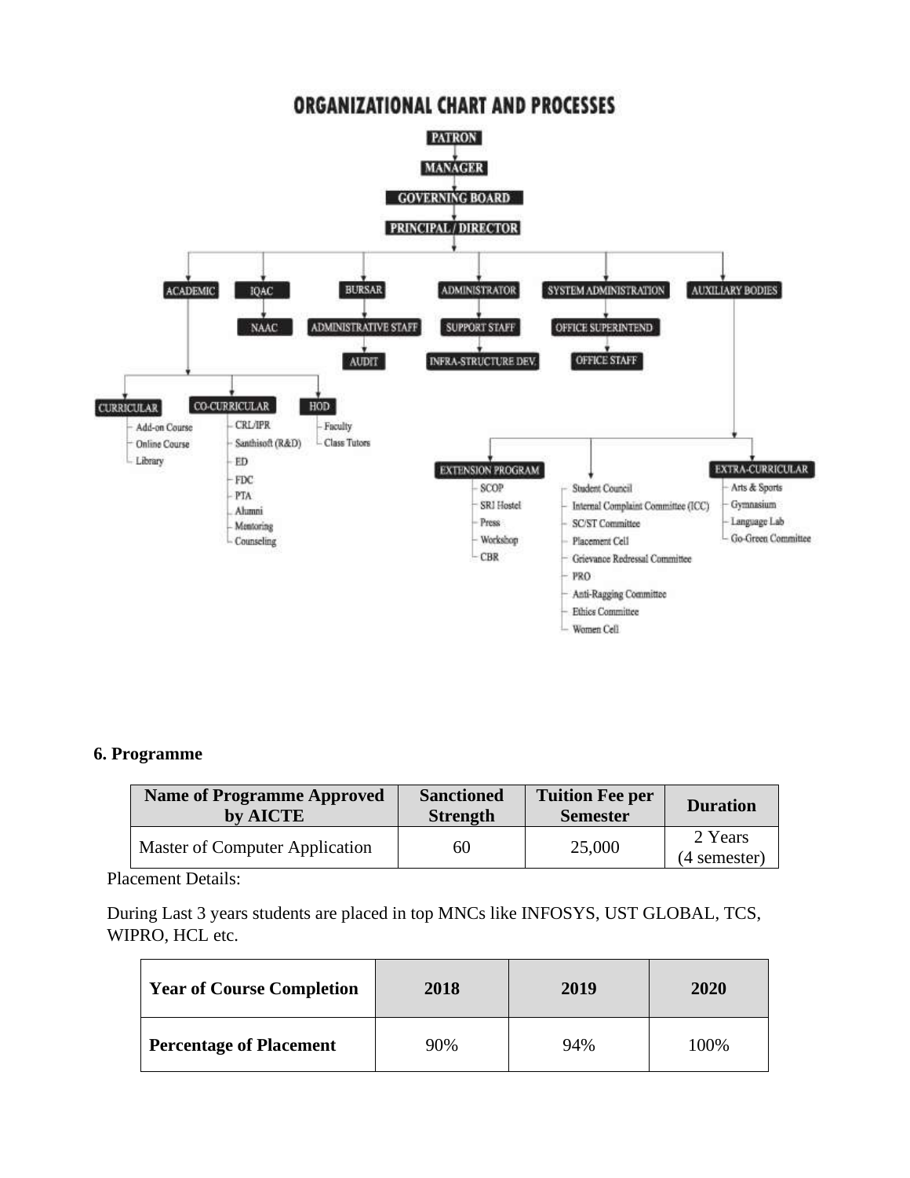# ORGANIZATIONAL CHART AND PROCESSES

- PATRON
  - MANAGER
    - GOVERNING BOARD
      - PRINCIPAL / DIRECTOR
        - ACADEMIC
          - CURRICULAR
            - Add-on Course
            - Online Course
            - Library
          - CO-CURRICULAR
            - CRL/IPR
            - Santhisoft (R&D)
            - ED
            - FDC
            - PTA
            - Alumni
            - Mentoring
            - Counseling
          - HOD
            - Faculty
            - Class Tutors
        - IQAC
          - NAAC
        - BURSAR
          - ADMINISTRATIVE STAFF
            - AUDIT
        - ADMINISTRATOR
          - SUPPORT STAFF
            - INFRA-STRUCTURE DEV.
        - SYSTEM ADMINISTRATION
          - OFFICE SUPERINTEND
            - OFFICE STAFF
        - AUXILIARY BODIES
          - EXTENSION PROGRAM
            - SCOP
            - SRI Hostel
            - Press
            - Workshop
            - CBR
          - Student Council
          - Internal Complaint Committee (ICC)
          - SC/ST Committee
          - Placement Cell
          - Grievance Redressal Committee
          - PRO
          - Anti-Ragging Committee
          - Ethics Committee
          - Women Cell
          - EXTRA-CURRICULAR
            - Arts & Sports
            - Gymnasium
            - Language Lab
            - Go-Green Committee

**6. Programme**

| Name of Programme Approved by AICTE | Sanctioned Strength | Tuition Fee per Semester | Duration |
|---|---|---|---|
| Master of Computer Application | 60 | 25,000 | 2 Years (4 semester) |

Placement Details:

During Last 3 years students are placed in top MNCs like INFOSYS, UST GLOBAL, TCS, WIPRO, HCL etc.

| Year of Course Completion | 2018 | 2019 | 2020 |
|---|---|---|---|
| Percentage of Placement | 90% | 94% | 100% |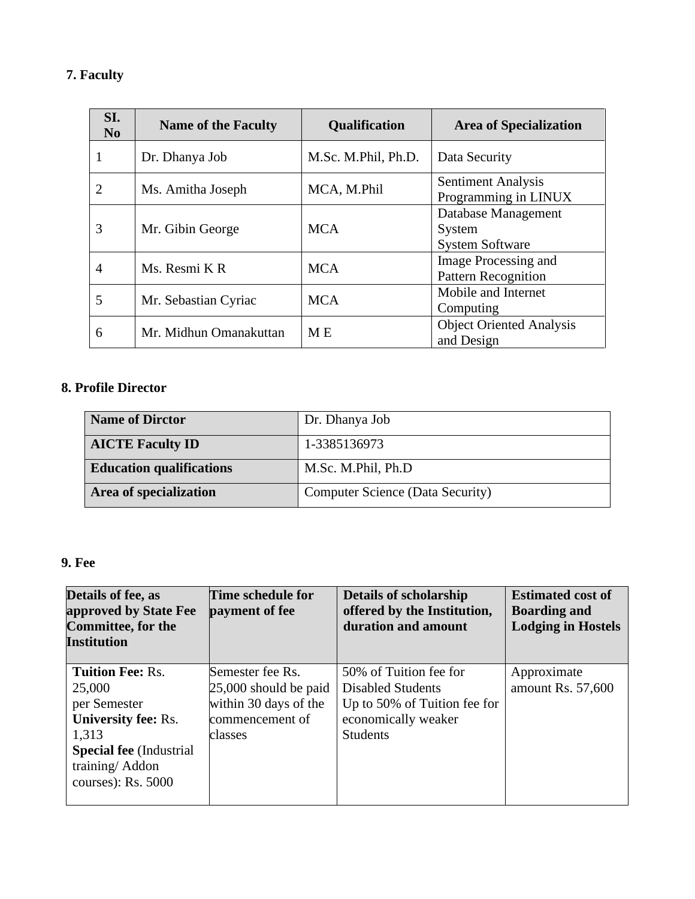## 7. Faculty

| SI. No | Name of the Faculty | Qualification | Area of Specialization |
|---|---|---|---|
| 1 | Dr. Dhanya Job | M.Sc. M.Phil, Ph.D. | Data Security |
| 2 | Ms. Amitha Joseph | MCA, M.Phil | Sentiment Analysis Programming in LINUX |
| 3 | Mr. Gibin George | MCA | Database Management System System Software |
| 4 | Ms. Resmi K R | MCA | Image Processing and Pattern Recognition |
| 5 | Mr. Sebastian Cyriac | MCA | Mobile and Internet Computing |
| 6 | Mr. Midhun Omanakuttan | M E | Object Oriented Analysis and Design |

## 8. Profile Director

| | |
|---|---|
| **Name of Dirctor** | Dr. Dhanya Job |
| **AICTE Faculty ID** | 1-3385136973 |
| **Education qualifications** | M.Sc. M.Phil, Ph.D |
| **Area of specialization** | Computer Science (Data Security) |

## 9. Fee

| Details of fee, as approved by State Fee Committee, for the Institution | Time schedule for payment of fee | Details of scholarship offered by the Institution, duration and amount | Estimated cost of Boarding and Lodging in Hostels |
|---|---|---|---|
| **Tuition Fee:** Rs. 25,000 per Semester **University fee:** Rs. 1,313 **Special fee** (Industrial training/ Addon courses): Rs. 5000 | Semester fee Rs. 25,000 should be paid within 30 days of the commencement of classes | 50% of Tuition fee for Disabled Students Up to 50% of Tuition fee for economically weaker Students | Approximate amount Rs. 57,600 |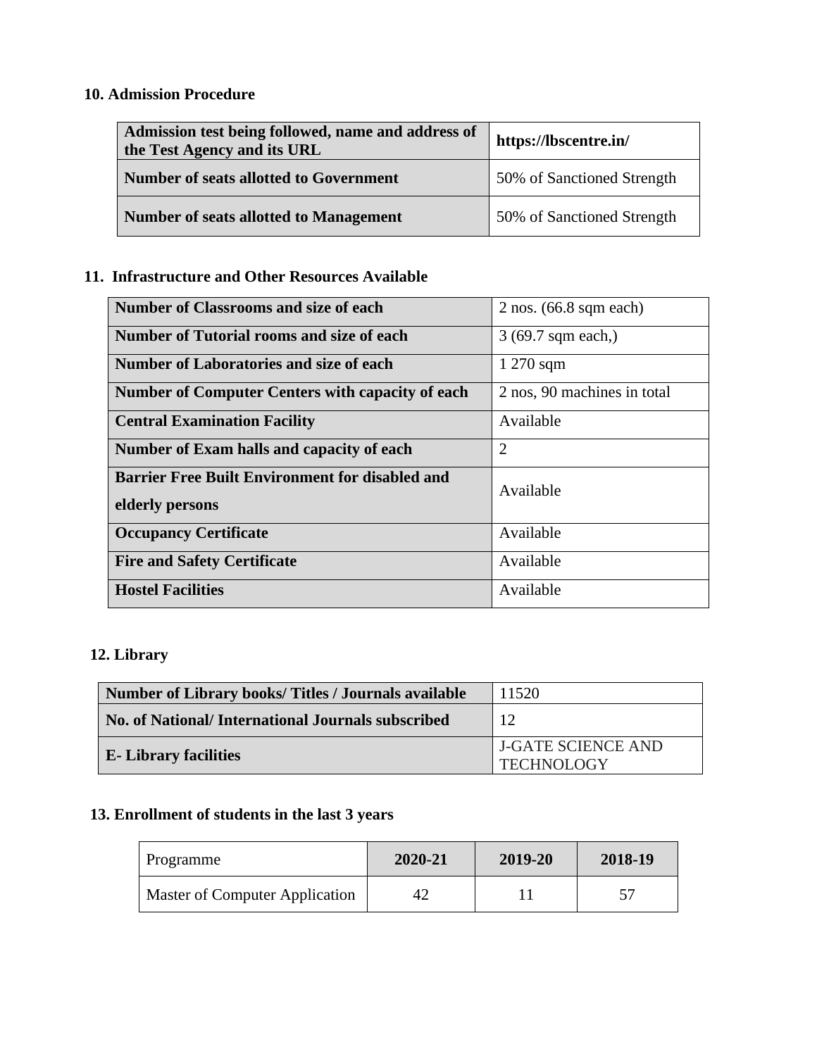## 10. Admission Procedure

| **Admission test being followed, name and address of the Test Agency and its URL** | **https://lbscentre.in/** |
|---|---|
| **Number of seats allotted to Government** | 50% of Sanctioned Strength |
| **Number of seats allotted to Management** | 50% of Sanctioned Strength |

## 11. Infrastructure and Other Resources Available

| **Number of Classrooms and size of each** | 2 nos. (66.8 sqm each) |
|---|---|
| **Number of Tutorial rooms and size of each** | 3 (69.7 sqm each,) |
| **Number of Laboratories and size of each** | 1 270 sqm |
| **Number of Computer Centers with capacity of each** | 2 nos, 90 machines in total |
| **Central Examination Facility** | Available |
| **Number of Exam halls and capacity of each** | 2 |
| **Barrier Free Built Environment for disabled and elderly persons** | Available |
| **Occupancy Certificate** | Available |
| **Fire and Safety Certificate** | Available |
| **Hostel Facilities** | Available |

## 12. Library

| **Number of Library books/ Titles / Journals available** | 11520 |
|---|---|
| **No. of National/ International Journals subscribed** | 12 |
| **E- Library facilities** | J-GATE SCIENCE AND TECHNOLOGY |

## 13. Enrollment of students in the last 3 years

| Programme | **2020-21** | **2019-20** | **2018-19** |
|---|---|---|---|
| Master of Computer Application | 42 | 11 | 57 |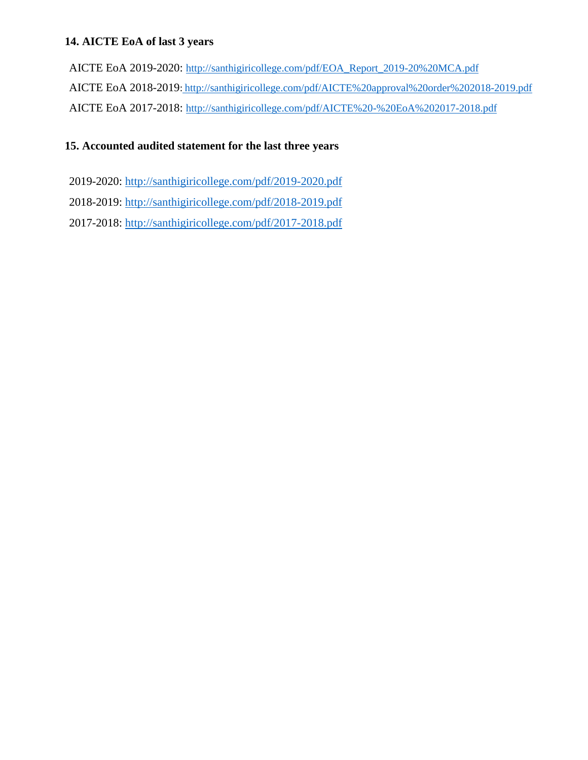### 14. AICTE EoA of last 3 years

AICTE EoA 2019-2020: http://santhigiricollege.com/pdf/EOA_Report_2019-20%20MCA.pdf

AICTE EoA 2018-2019: http://santhigiricollege.com/pdf/AICTE%20approval%20order%202018-2019.pdf

AICTE EoA 2017-2018: http://santhigiricollege.com/pdf/AICTE%20-%20EoA%202017-2018.pdf

### 15. Accounted audited statement for the last three years

2019-2020: http://santhigiricollege.com/pdf/2019-2020.pdf

2018-2019: http://santhigiricollege.com/pdf/2018-2019.pdf

2017-2018: http://santhigiricollege.com/pdf/2017-2018.pdf